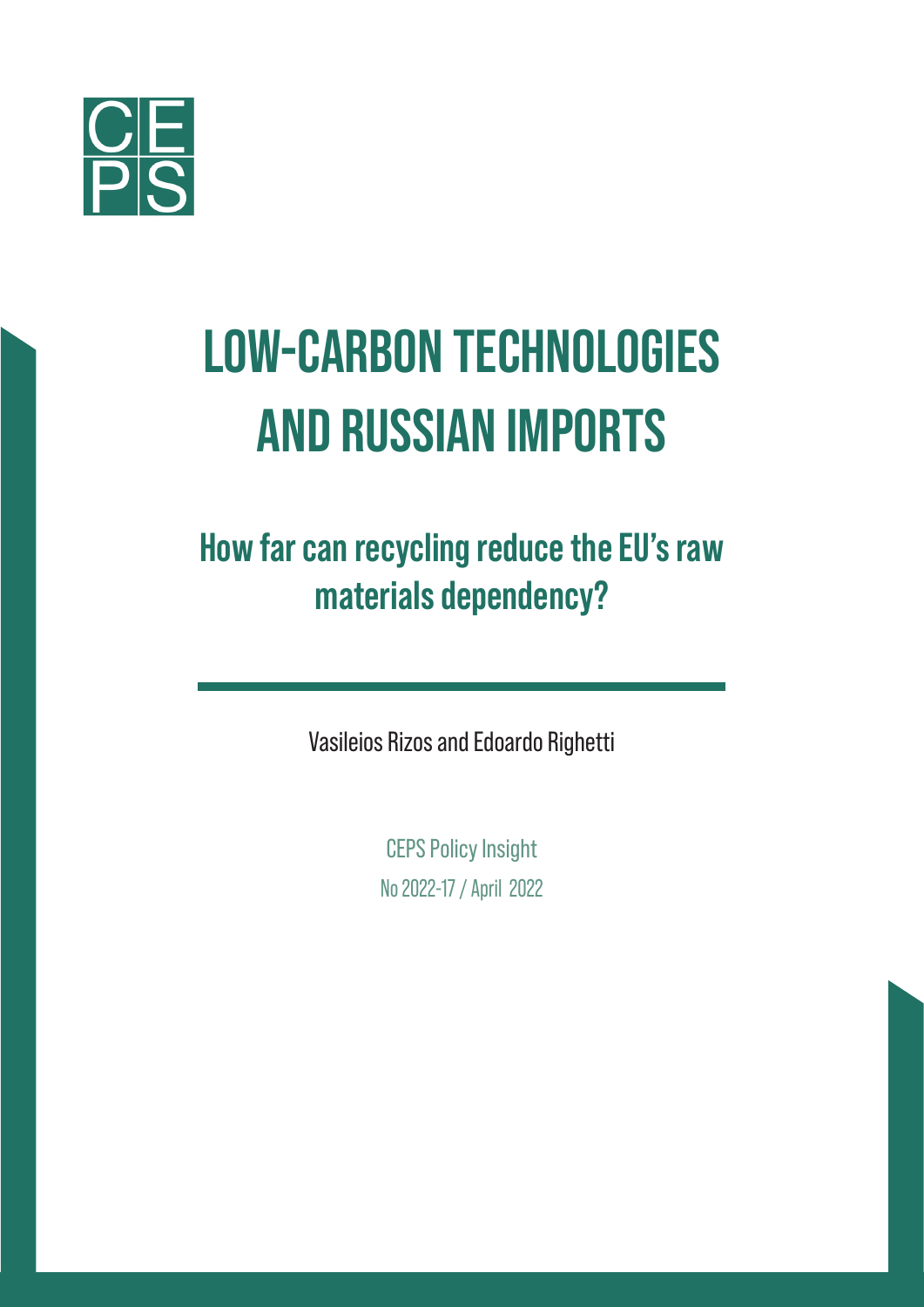CEPS

# LOW-CARBON TECHNOLOGIES AND RUSSIAN IMPORTS

## How far can recycling reduce the EU's raw materials dependency?

Vasileios Rizos and Edoardo Righetti

CEPS Policy Insight

No 2022-17 / April 2022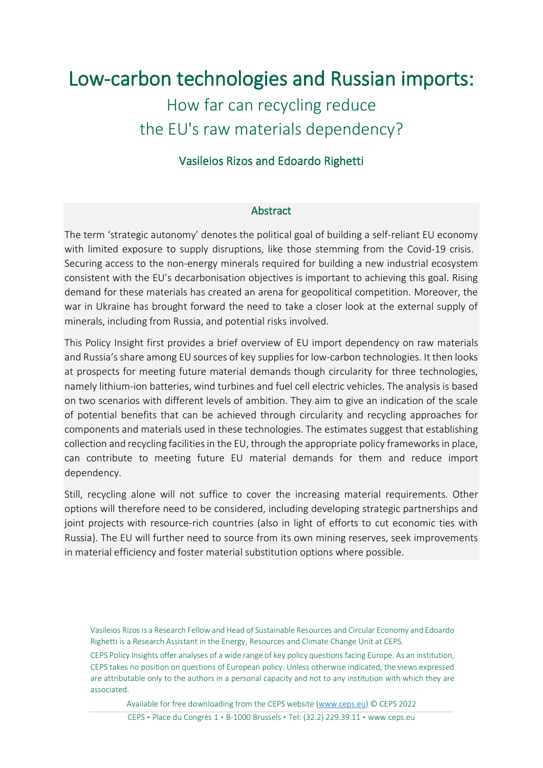# Low-carbon technologies and Russian imports:

## How far can recycling reduce the EU's raw materials dependency?

### Vasileios Rizos and Edoardo Righetti

#### Abstract

The term 'strategic autonomy' denotes the political goal of building a self-reliant EU economy with limited exposure to supply disruptions, like those stemming from the Covid-19 crisis. Securing access to the non-energy minerals required for building a new industrial ecosystem consistent with the EU's decarbonisation objectives is important to achieving this goal. Rising demand for these materials has created an arena for geopolitical competition. Moreover, the war in Ukraine has brought forward the need to take a closer look at the external supply of minerals, including from Russia, and potential risks involved.

This Policy Insight first provides a brief overview of EU import dependency on raw materials and Russia's share among EU sources of key supplies for low-carbon technologies. It then looks at prospects for meeting future material demands though circularity for three technologies, namely lithium-ion batteries, wind turbines and fuel cell electric vehicles. The analysis is based on two scenarios with different levels of ambition. They aim to give an indication of the scale of potential benefits that can be achieved through circularity and recycling approaches for components and materials used in these technologies. The estimates suggest that establishing collection and recycling facilities in the EU, through the appropriate policy frameworks in place, can contribute to meeting future EU material demands for them and reduce import dependency.

Still, recycling alone will not suffice to cover the increasing material requirements. Other options will therefore need to be considered, including developing strategic partnerships and joint projects with resource-rich countries (also in light of efforts to cut economic ties with Russia). The EU will further need to source from its own mining reserves, seek improvements in material efficiency and foster material substitution options where possible.

Vasileios Rizos is a Research Fellow and Head of Sustainable Resources and Circular Economy and Edoardo Righetti is a Research Assistant in the Energy, Resources and Climate Change Unit at CEPS.

CEPS Policy Insights offer analyses of a wide range of key policy questions facing Europe. As an institution, CEPS takes no position on questions of European policy. Unless otherwise indicated, the views expressed are attributable only to the authors in a personal capacity and not to any institution with which they are associated.

Available for free downloading from the CEPS website (www.ceps.eu) © CEPS 2022

CEPS • Place du Congrès 1 • B-1000 Brussels • Tel: (32.2) 229.39.11 • www.ceps.eu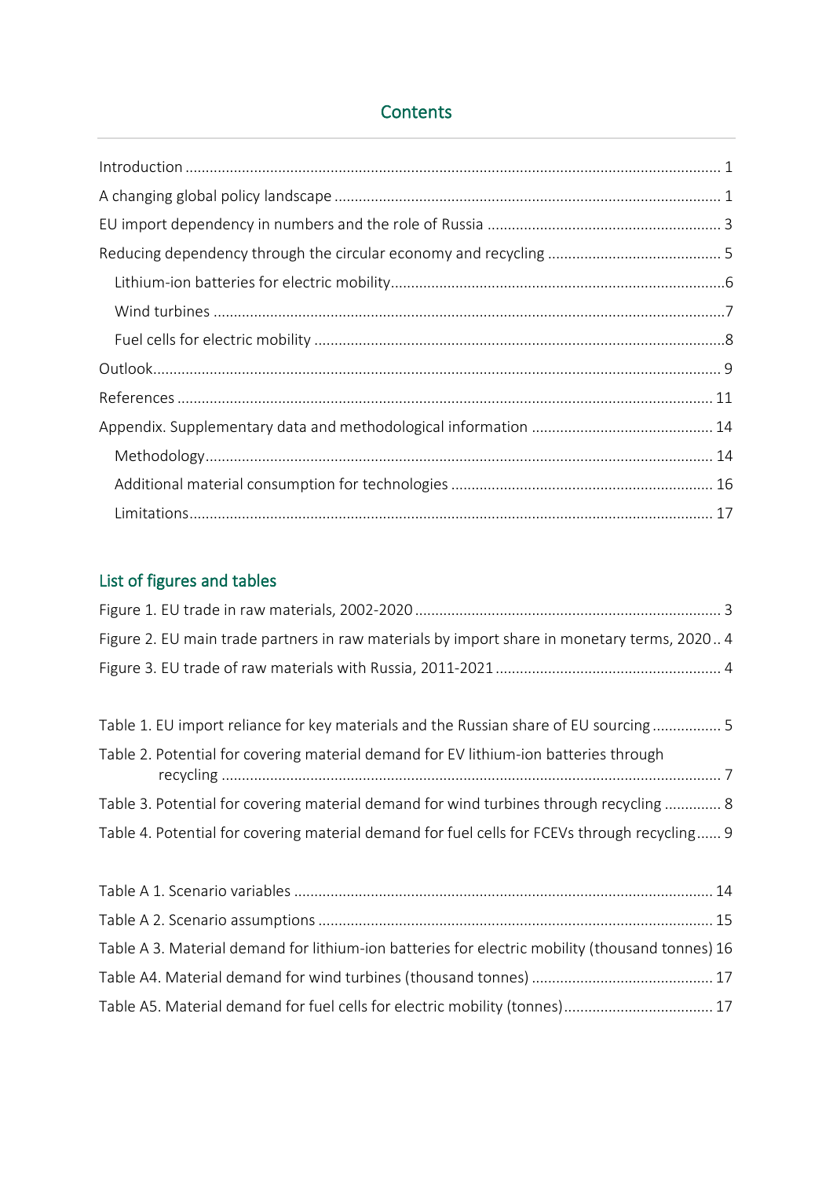## Contents

Introduction ..... 1

A changing global policy landscape ..... 1

EU import dependency in numbers and the role of Russia ..... 3

Reducing dependency through the circular economy and recycling ..... 5

- Lithium-ion batteries for electric mobility ..... 6
- Wind turbines ..... 7
- Fuel cells for electric mobility ..... 8

Outlook ..... 9

References ..... 11

Appendix. Supplementary data and methodological information ..... 14

- Methodology ..... 14
- Additional material consumption for technologies ..... 16
- Limitations ..... 17

## List of figures and tables

Figure 1. EU trade in raw materials, 2002-2020 ..... 3

Figure 2. EU main trade partners in raw materials by import share in monetary terms, 2020 .. 4

Figure 3. EU trade of raw materials with Russia, 2011-2021 ..... 4

Table 1. EU import reliance for key materials and the Russian share of EU sourcing ..... 5

Table 2. Potential for covering material demand for EV lithium-ion batteries through recycling ..... 7

Table 3. Potential for covering material demand for wind turbines through recycling ..... 8

Table 4. Potential for covering material demand for fuel cells for FCEVs through recycling ..... 9

Table A 1. Scenario variables ..... 14

Table A 2. Scenario assumptions ..... 15

Table A 3. Material demand for lithium-ion batteries for electric mobility (thousand tonnes) 16

Table A4. Material demand for wind turbines (thousand tonnes) ..... 17

Table A5. Material demand for fuel cells for electric mobility (tonnes) ..... 17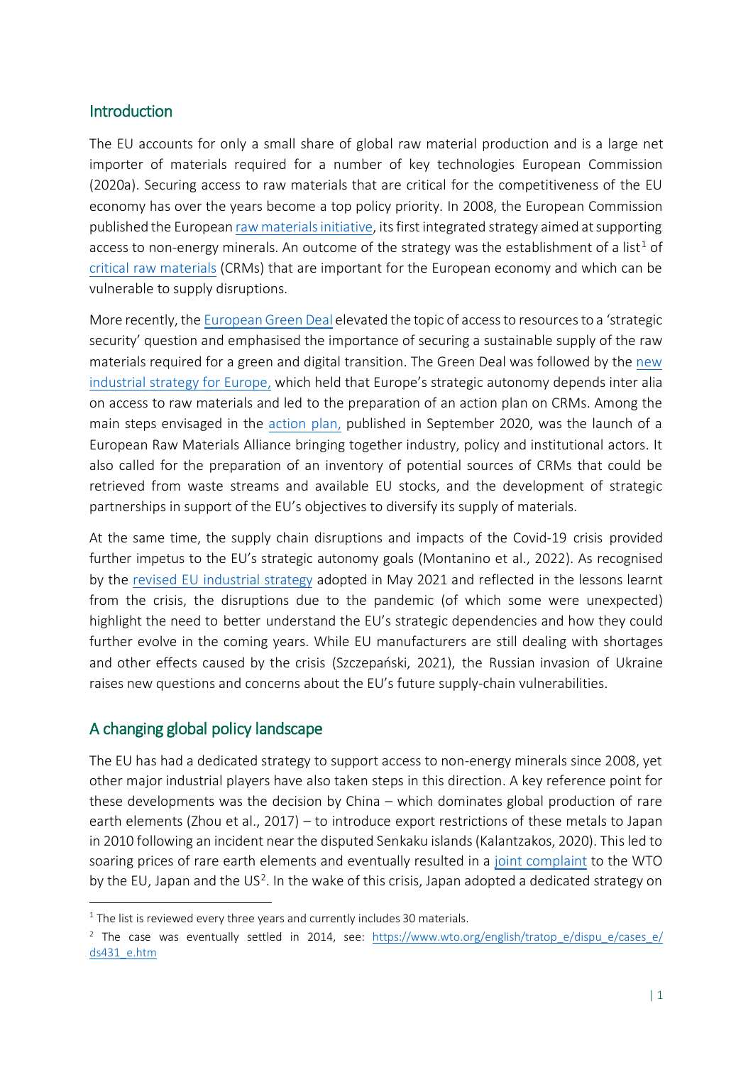## Introduction

The EU accounts for only a small share of global raw material production and is a large net importer of materials required for a number of key technologies European Commission (2020a). Securing access to raw materials that are critical for the competitiveness of the EU economy has over the years become a top policy priority. In 2008, the European Commission published the European raw materials initiative, its first integrated strategy aimed at supporting access to non-energy minerals. An outcome of the strategy was the establishment of a list[1] of critical raw materials (CRMs) that are important for the European economy and which can be vulnerable to supply disruptions.

More recently, the European Green Deal elevated the topic of access to resources to a 'strategic security' question and emphasised the importance of securing a sustainable supply of the raw materials required for a green and digital transition. The Green Deal was followed by the new industrial strategy for Europe, which held that Europe's strategic autonomy depends inter alia on access to raw materials and led to the preparation of an action plan on CRMs. Among the main steps envisaged in the action plan, published in September 2020, was the launch of a European Raw Materials Alliance bringing together industry, policy and institutional actors. It also called for the preparation of an inventory of potential sources of CRMs that could be retrieved from waste streams and available EU stocks, and the development of strategic partnerships in support of the EU's objectives to diversify its supply of materials.

At the same time, the supply chain disruptions and impacts of the Covid-19 crisis provided further impetus to the EU's strategic autonomy goals (Montanino et al., 2022). As recognised by the revised EU industrial strategy adopted in May 2021 and reflected in the lessons learnt from the crisis, the disruptions due to the pandemic (of which some were unexpected) highlight the need to better understand the EU's strategic dependencies and how they could further evolve in the coming years. While EU manufacturers are still dealing with shortages and other effects caused by the crisis (Szczepański, 2021), the Russian invasion of Ukraine raises new questions and concerns about the EU's future supply-chain vulnerabilities.

## A changing global policy landscape

The EU has had a dedicated strategy to support access to non-energy minerals since 2008, yet other major industrial players have also taken steps in this direction. A key reference point for these developments was the decision by China – which dominates global production of rare earth elements (Zhou et al., 2017) – to introduce export restrictions of these metals to Japan in 2010 following an incident near the disputed Senkaku islands (Kalantzakos, 2020). This led to soaring prices of rare earth elements and eventually resulted in a joint complaint to the WTO by the EU, Japan and the US[2]. In the wake of this crisis, Japan adopted a dedicated strategy on

[1] The list is reviewed every three years and currently includes 30 materials.

[2] The case was eventually settled in 2014, see: https://www.wto.org/english/tratop_e/dispu_e/cases_e/ds431_e.htm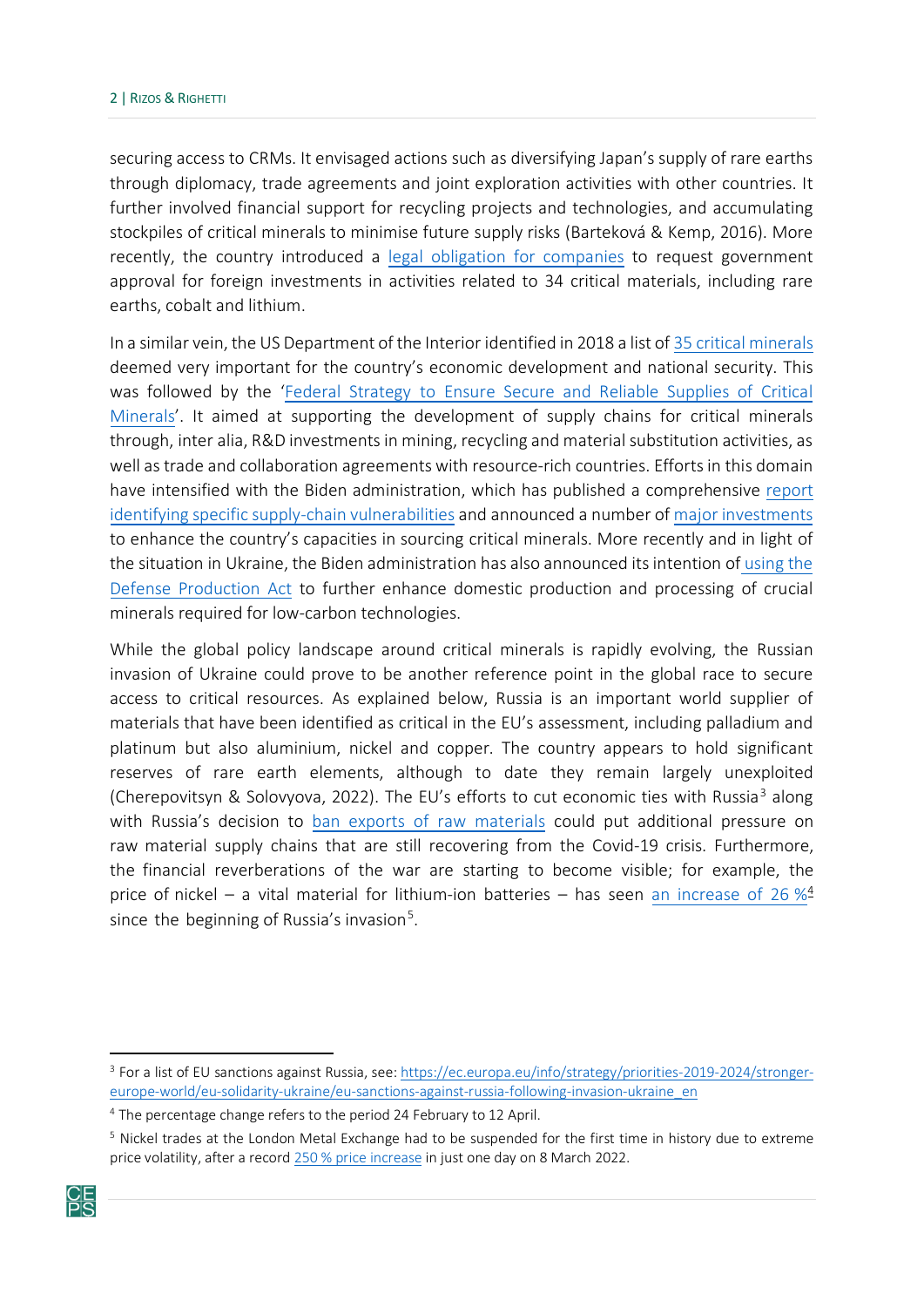securing access to CRMs. It envisaged actions such as diversifying Japan's supply of rare earths through diplomacy, trade agreements and joint exploration activities with other countries. It further involved financial support for recycling projects and technologies, and accumulating stockpiles of critical minerals to minimise future supply risks (Barteková & Kemp, 2016). More recently, the country introduced a legal obligation for companies to request government approval for foreign investments in activities related to 34 critical materials, including rare earths, cobalt and lithium.

In a similar vein, the US Department of the Interior identified in 2018 a list of 35 critical minerals deemed very important for the country's economic development and national security. This was followed by the 'Federal Strategy to Ensure Secure and Reliable Supplies of Critical Minerals'. It aimed at supporting the development of supply chains for critical minerals through, inter alia, R&D investments in mining, recycling and material substitution activities, as well as trade and collaboration agreements with resource-rich countries. Efforts in this domain have intensified with the Biden administration, which has published a comprehensive report identifying specific supply-chain vulnerabilities and announced a number of major investments to enhance the country's capacities in sourcing critical minerals. More recently and in light of the situation in Ukraine, the Biden administration has also announced its intention of using the Defense Production Act to further enhance domestic production and processing of crucial minerals required for low-carbon technologies.

While the global policy landscape around critical minerals is rapidly evolving, the Russian invasion of Ukraine could prove to be another reference point in the global race to secure access to critical resources. As explained below, Russia is an important world supplier of materials that have been identified as critical in the EU's assessment, including palladium and platinum but also aluminium, nickel and copper. The country appears to hold significant reserves of rare earth elements, although to date they remain largely unexploited (Cherepovitsyn & Solovyova, 2022). The EU's efforts to cut economic ties with Russia[3] along with Russia's decision to ban exports of raw materials could put additional pressure on raw material supply chains that are still recovering from the Covid-19 crisis. Furthermore, the financial reverberations of the war are starting to become visible; for example, the price of nickel – a vital material for lithium-ion batteries – has seen an increase of 26 %[4] since the beginning of Russia's invasion[5].

---

[3] For a list of EU sanctions against Russia, see: https://ec.europa.eu/info/strategy/priorities-2019-2024/stronger-europe-world/eu-solidarity-ukraine/eu-sanctions-against-russia-following-invasion-ukraine_en

[4] The percentage change refers to the period 24 February to 12 April.

[5] Nickel trades at the London Metal Exchange had to be suspended for the first time in history due to extreme price volatility, after a record 250 % price increase in just one day on 8 March 2022.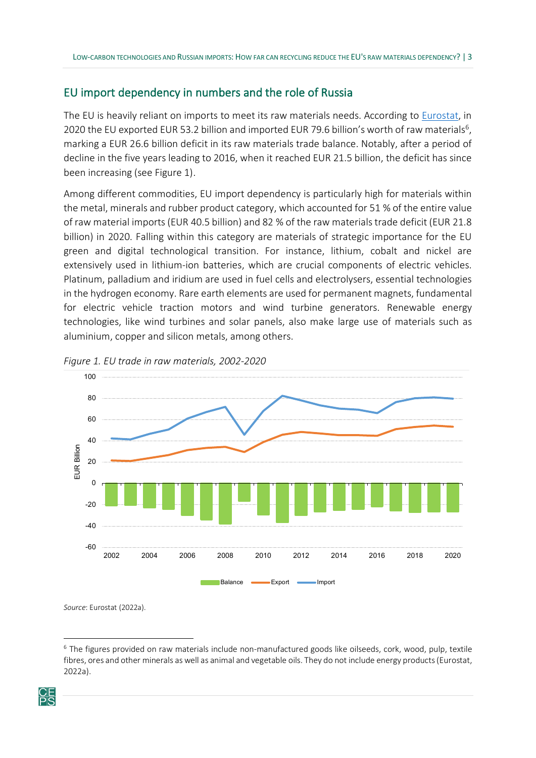## EU import dependency in numbers and the role of Russia

The EU is heavily reliant on imports to meet its raw materials needs. According to [Eurostat](), in 2020 the EU exported EUR 53.2 billion and imported EUR 79.6 billion's worth of raw materials[6], marking a EUR 26.6 billion deficit in its raw materials trade balance. Notably, after a period of decline in the five years leading to 2016, when it reached EUR 21.5 billion, the deficit has since been increasing (see Figure 1).

Among different commodities, EU import dependency is particularly high for materials within the metal, minerals and rubber product category, which accounted for 51 % of the entire value of raw material imports (EUR 40.5 billion) and 82 % of the raw materials trade deficit (EUR 21.8 billion) in 2020. Falling within this category are materials of strategic importance for the EU green and digital technological transition. For instance, lithium, cobalt and nickel are extensively used in lithium-ion batteries, which are crucial components of electric vehicles. Platinum, palladium and iridium are used in fuel cells and electrolysers, essential technologies in the hydrogen economy. Rare earth elements are used for permanent magnets, fundamental for electric vehicle traction motors and wind turbine generators. Renewable energy technologies, like wind turbines and solar panels, also make large use of materials such as aluminium, copper and silicon metals, among others.

*Figure 1. EU trade in raw materials, 2002-2020*

*Source*: Eurostat (2022a).

---

[6] The figures provided on raw materials include non-manufactured goods like oilseeds, cork, wood, pulp, textile fibres, ores and other minerals as well as animal and vegetable oils. They do not include energy products (Eurostat, 2022a).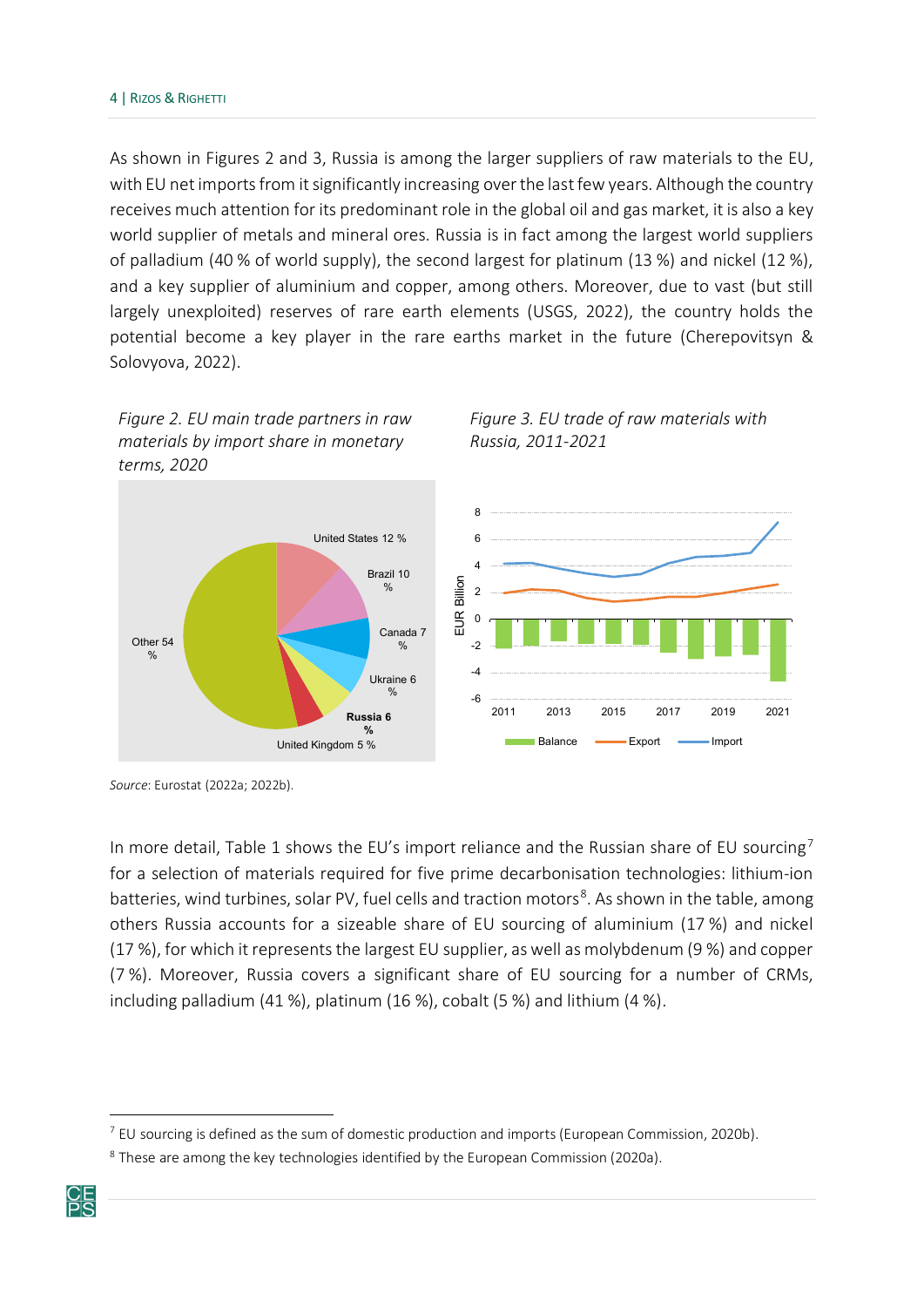As shown in Figures 2 and 3, Russia is among the larger suppliers of raw materials to the EU, with EU net imports from it significantly increasing over the last few years. Although the country receives much attention for its predominant role in the global oil and gas market, it is also a key world supplier of metals and mineral ores. Russia is in fact among the largest world suppliers of palladium (40 % of world supply), the second largest for platinum (13 %) and nickel (12 %), and a key supplier of aluminium and copper, among others. Moreover, due to vast (but still largely unexploited) reserves of rare earth elements (USGS, 2022), the country holds the potential become a key player in the rare earths market in the future (Cherepovitsyn & Solovyova, 2022).

*Figure 2. EU main trade partners in raw materials by import share in monetary terms, 2020*

*Figure 3. EU trade of raw materials with Russia, 2011-2021*

*Source*: Eurostat (2022a; 2022b).

In more detail, Table 1 shows the EU's import reliance and the Russian share of EU sourcing[7] for a selection of materials required for five prime decarbonisation technologies: lithium-ion batteries, wind turbines, solar PV, fuel cells and traction motors[8]. As shown in the table, among others Russia accounts for a sizeable share of EU sourcing of aluminium (17 %) and nickel (17 %), for which it represents the largest EU supplier, as well as molybdenum (9 %) and copper (7 %). Moreover, Russia covers a significant share of EU sourcing for a number of CRMs, including palladium (41 %), platinum (16 %), cobalt (5 %) and lithium (4 %).

[7] EU sourcing is defined as the sum of domestic production and imports (European Commission, 2020b).

[8] These are among the key technologies identified by the European Commission (2020a).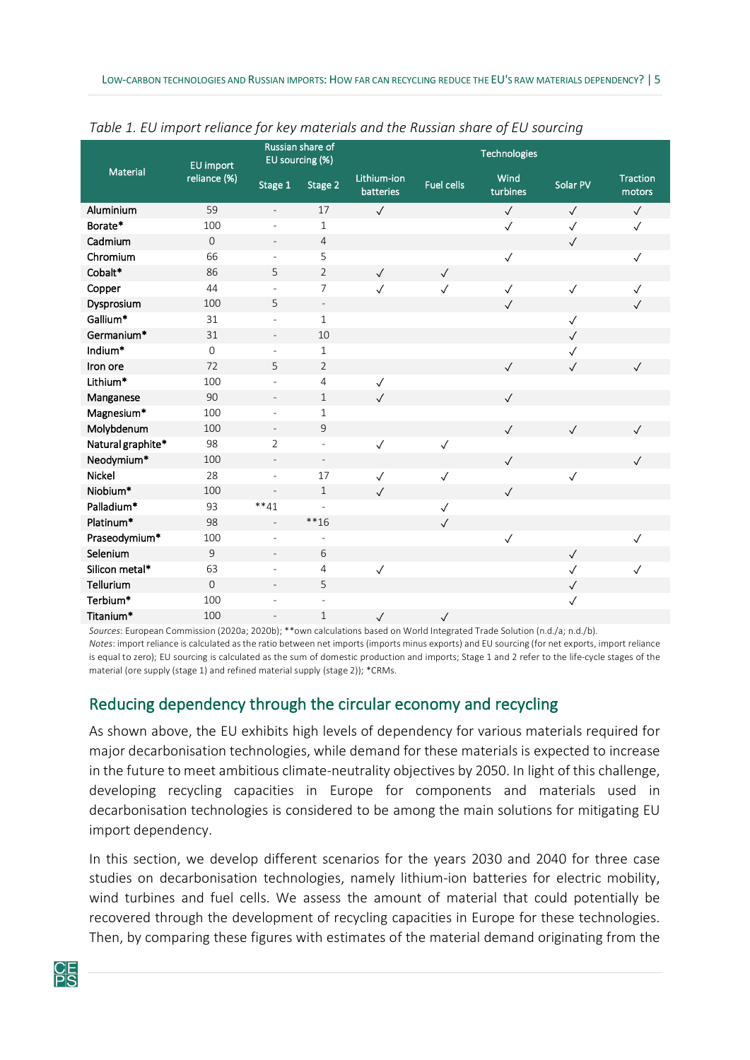*Table 1. EU import reliance for key materials and the Russian share of EU sourcing*

| Material | EU import reliance (%) | Russian share of EU sourcing (%) | | Technologies | | | | |
|---|---|---|---|---|---|---|---|---|
| | | Stage 1 | Stage 2 | Lithium-ion batteries | Fuel cells | Wind turbines | Solar PV | Traction motors |
| Aluminium | 59 | - | 17 | ✓ | | ✓ | ✓ | ✓ |
| Borate* | 100 | - | 1 | | | ✓ | ✓ | ✓ |
| Cadmium | 0 | - | 4 | | | | ✓ | |
| Chromium | 66 | - | 5 | | | ✓ | | ✓ |
| Cobalt* | 86 | 5 | 2 | ✓ | ✓ | | | |
| Copper | 44 | - | 7 | ✓ | ✓ | ✓ | ✓ | ✓ |
| Dysprosium | 100 | 5 | - | | | ✓ | | ✓ |
| Gallium* | 31 | - | 1 | | | | ✓ | |
| Germanium* | 31 | - | 10 | | | | ✓ | |
| Indium* | 0 | - | 1 | | | | ✓ | |
| Iron ore | 72 | 5 | 2 | | | ✓ | ✓ | ✓ |
| Lithium* | 100 | - | 4 | ✓ | | | | |
| Manganese | 90 | - | 1 | ✓ | | ✓ | | |
| Magnesium* | 100 | - | 1 | | | | | |
| Molybdenum | 100 | - | 9 | | | ✓ | ✓ | ✓ |
| Natural graphite* | 98 | 2 | - | ✓ | ✓ | | | |
| Neodymium* | 100 | - | - | | | ✓ | | ✓ |
| Nickel | 28 | - | 17 | ✓ | ✓ | | ✓ | |
| Niobium* | 100 | - | 1 | ✓ | | ✓ | | |
| Palladium* | 93 | **41 | - | | ✓ | | | |
| Platinum* | 98 | - | **16 | | ✓ | | | |
| Praseodymium* | 100 | - | - | | | ✓ | | ✓ |
| Selenium | 9 | - | 6 | | | | ✓ | |
| Silicon metal* | 63 | - | 4 | ✓ | | | ✓ | ✓ |
| Tellurium | 0 | - | 5 | | | | ✓ | |
| Terbium* | 100 | - | - | | | | ✓ | |
| Titanium* | 100 | - | 1 | ✓ | ✓ | | | |

*Sources*: European Commission (2020a; 2020b); **own calculations based on World Integrated Trade Solution (n.d./a; n.d./b).
*Notes*: import reliance is calculated as the ratio between net imports (imports minus exports) and EU sourcing (for net exports, import reliance is equal to zero); EU sourcing is calculated as the sum of domestic production and imports; Stage 1 and 2 refer to the life-cycle stages of the material (ore supply (stage 1) and refined material supply (stage 2)); *CRMs.

## Reducing dependency through the circular economy and recycling

As shown above, the EU exhibits high levels of dependency for various materials required for major decarbonisation technologies, while demand for these materials is expected to increase in the future to meet ambitious climate-neutrality objectives by 2050. In light of this challenge, developing recycling capacities in Europe for components and materials used in decarbonisation technologies is considered to be among the main solutions for mitigating EU import dependency.

In this section, we develop different scenarios for the years 2030 and 2040 for three case studies on decarbonisation technologies, namely lithium-ion batteries for electric mobility, wind turbines and fuel cells. We assess the amount of material that could potentially be recovered through the development of recycling capacities in Europe for these technologies. Then, by comparing these figures with estimates of the material demand originating from the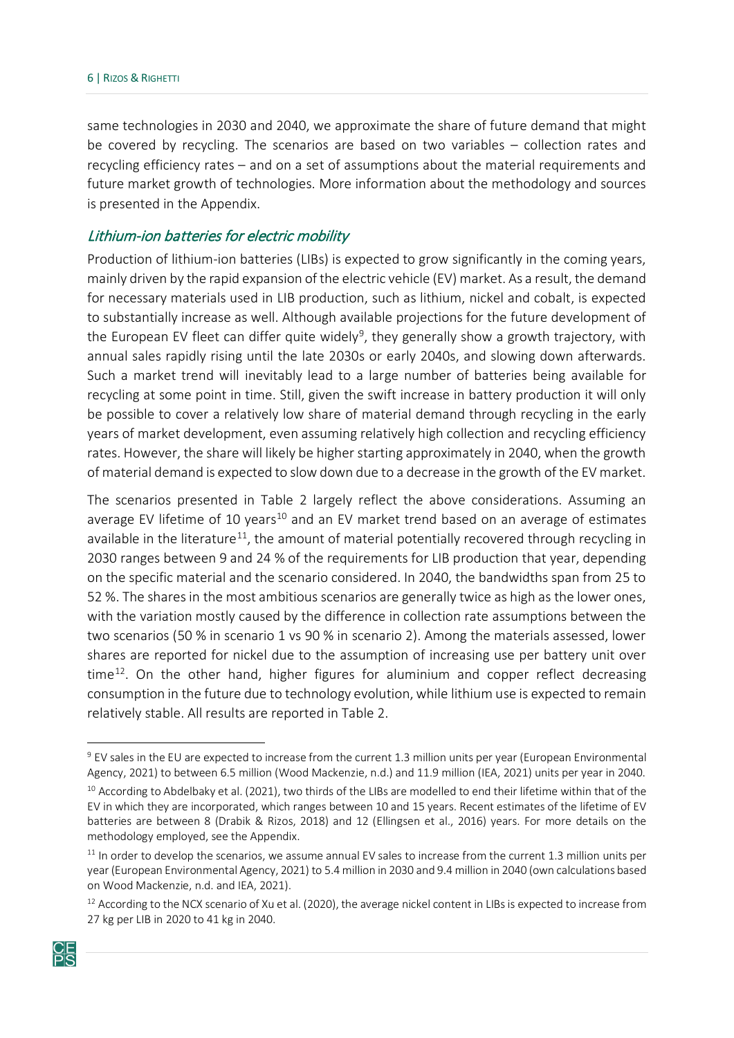same technologies in 2030 and 2040, we approximate the share of future demand that might be covered by recycling. The scenarios are based on two variables – collection rates and recycling efficiency rates – and on a set of assumptions about the material requirements and future market growth of technologies. More information about the methodology and sources is presented in the Appendix.

### *Lithium-ion batteries for electric mobility*

Production of lithium-ion batteries (LIBs) is expected to grow significantly in the coming years, mainly driven by the rapid expansion of the electric vehicle (EV) market. As a result, the demand for necessary materials used in LIB production, such as lithium, nickel and cobalt, is expected to substantially increase as well. Although available projections for the future development of the European EV fleet can differ quite widely[9], they generally show a growth trajectory, with annual sales rapidly rising until the late 2030s or early 2040s, and slowing down afterwards. Such a market trend will inevitably lead to a large number of batteries being available for recycling at some point in time. Still, given the swift increase in battery production it will only be possible to cover a relatively low share of material demand through recycling in the early years of market development, even assuming relatively high collection and recycling efficiency rates. However, the share will likely be higher starting approximately in 2040, when the growth of material demand is expected to slow down due to a decrease in the growth of the EV market.

The scenarios presented in Table 2 largely reflect the above considerations. Assuming an average EV lifetime of 10 years[10] and an EV market trend based on an average of estimates available in the literature[11], the amount of material potentially recovered through recycling in 2030 ranges between 9 and 24 % of the requirements for LIB production that year, depending on the specific material and the scenario considered. In 2040, the bandwidths span from 25 to 52 %. The shares in the most ambitious scenarios are generally twice as high as the lower ones, with the variation mostly caused by the difference in collection rate assumptions between the two scenarios (50 % in scenario 1 vs 90 % in scenario 2). Among the materials assessed, lower shares are reported for nickel due to the assumption of increasing use per battery unit over time[12]. On the other hand, higher figures for aluminium and copper reflect decreasing consumption in the future due to technology evolution, while lithium use is expected to remain relatively stable. All results are reported in Table 2.

---

[9] EV sales in the EU are expected to increase from the current 1.3 million units per year (European Environmental Agency, 2021) to between 6.5 million (Wood Mackenzie, n.d.) and 11.9 million (IEA, 2021) units per year in 2040.

[10] According to Abdelbaky et al. (2021), two thirds of the LIBs are modelled to end their lifetime within that of the EV in which they are incorporated, which ranges between 10 and 15 years. Recent estimates of the lifetime of EV batteries are between 8 (Drabik & Rizos, 2018) and 12 (Ellingsen et al., 2016) years. For more details on the methodology employed, see the Appendix.

[11] In order to develop the scenarios, we assume annual EV sales to increase from the current 1.3 million units per year (European Environmental Agency, 2021) to 5.4 million in 2030 and 9.4 million in 2040 (own calculations based on Wood Mackenzie, n.d. and IEA, 2021).

[12] According to the NCX scenario of Xu et al. (2020), the average nickel content in LIBs is expected to increase from 27 kg per LIB in 2020 to 41 kg in 2040.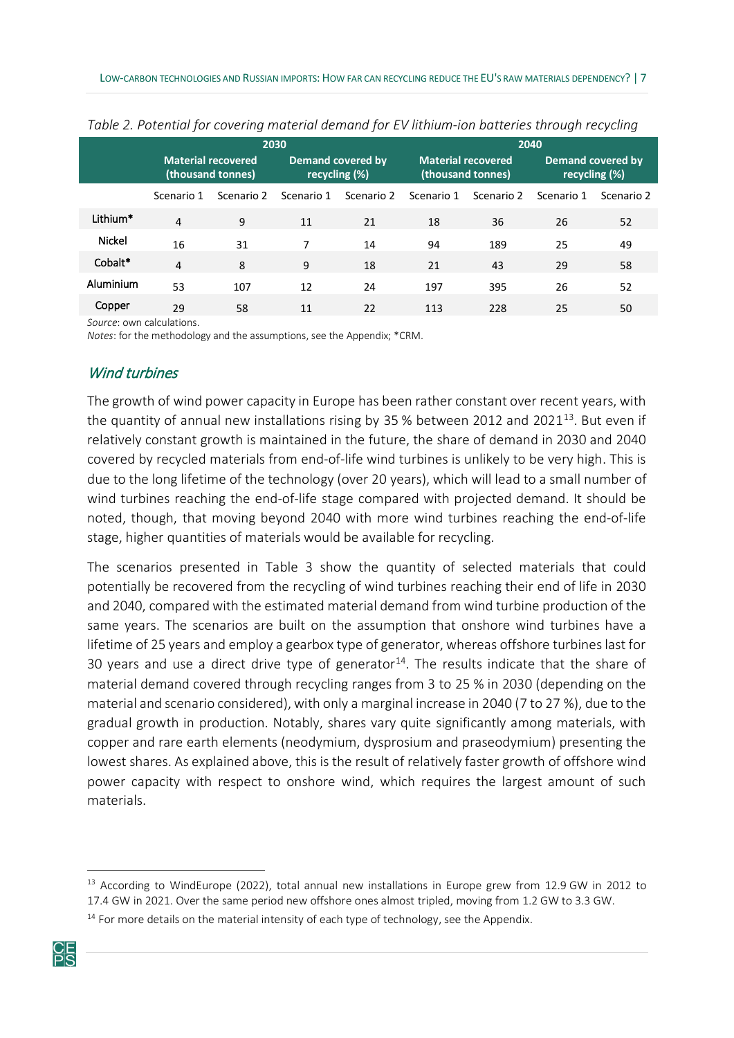*Table 2. Potential for covering material demand for EV lithium-ion batteries through recycling*

| | 2030 | | | | 2040 | | | |
|---|---|---|---|---|---|---|---|---|
| | Material recovered (thousand tonnes) | | Demand covered by recycling (%) | | Material recovered (thousand tonnes) | | Demand covered by recycling (%) | |
| | Scenario 1 | Scenario 2 | Scenario 1 | Scenario 2 | Scenario 1 | Scenario 2 | Scenario 1 | Scenario 2 |
| Lithium* | 4 | 9 | 11 | 21 | 18 | 36 | 26 | 52 |
| Nickel | 16 | 31 | 7 | 14 | 94 | 189 | 25 | 49 |
| Cobalt* | 4 | 8 | 9 | 18 | 21 | 43 | 29 | 58 |
| Aluminium | 53 | 107 | 12 | 24 | 197 | 395 | 26 | 52 |
| Copper | 29 | 58 | 11 | 22 | 113 | 228 | 25 | 50 |

*Source*: own calculations.
*Notes*: for the methodology and the assumptions, see the Appendix; *CRM.

## *Wind turbines*

The growth of wind power capacity in Europe has been rather constant over recent years, with the quantity of annual new installations rising by 35 % between 2012 and 2021[13]. But even if relatively constant growth is maintained in the future, the share of demand in 2030 and 2040 covered by recycled materials from end-of-life wind turbines is unlikely to be very high. This is due to the long lifetime of the technology (over 20 years), which will lead to a small number of wind turbines reaching the end-of-life stage compared with projected demand. It should be noted, though, that moving beyond 2040 with more wind turbines reaching the end-of-life stage, higher quantities of materials would be available for recycling.

The scenarios presented in Table 3 show the quantity of selected materials that could potentially be recovered from the recycling of wind turbines reaching their end of life in 2030 and 2040, compared with the estimated material demand from wind turbine production of the same years. The scenarios are built on the assumption that onshore wind turbines have a lifetime of 25 years and employ a gearbox type of generator, whereas offshore turbines last for 30 years and use a direct drive type of generator[14]. The results indicate that the share of material demand covered through recycling ranges from 3 to 25 % in 2030 (depending on the material and scenario considered), with only a marginal increase in 2040 (7 to 27 %), due to the gradual growth in production. Notably, shares vary quite significantly among materials, with copper and rare earth elements (neodymium, dysprosium and praseodymium) presenting the lowest shares. As explained above, this is the result of relatively faster growth of offshore wind power capacity with respect to onshore wind, which requires the largest amount of such materials.

---

[13] According to WindEurope (2022), total annual new installations in Europe grew from 12.9 GW in 2012 to 17.4 GW in 2021. Over the same period new offshore ones almost tripled, moving from 1.2 GW to 3.3 GW.

[14] For more details on the material intensity of each type of technology, see the Appendix.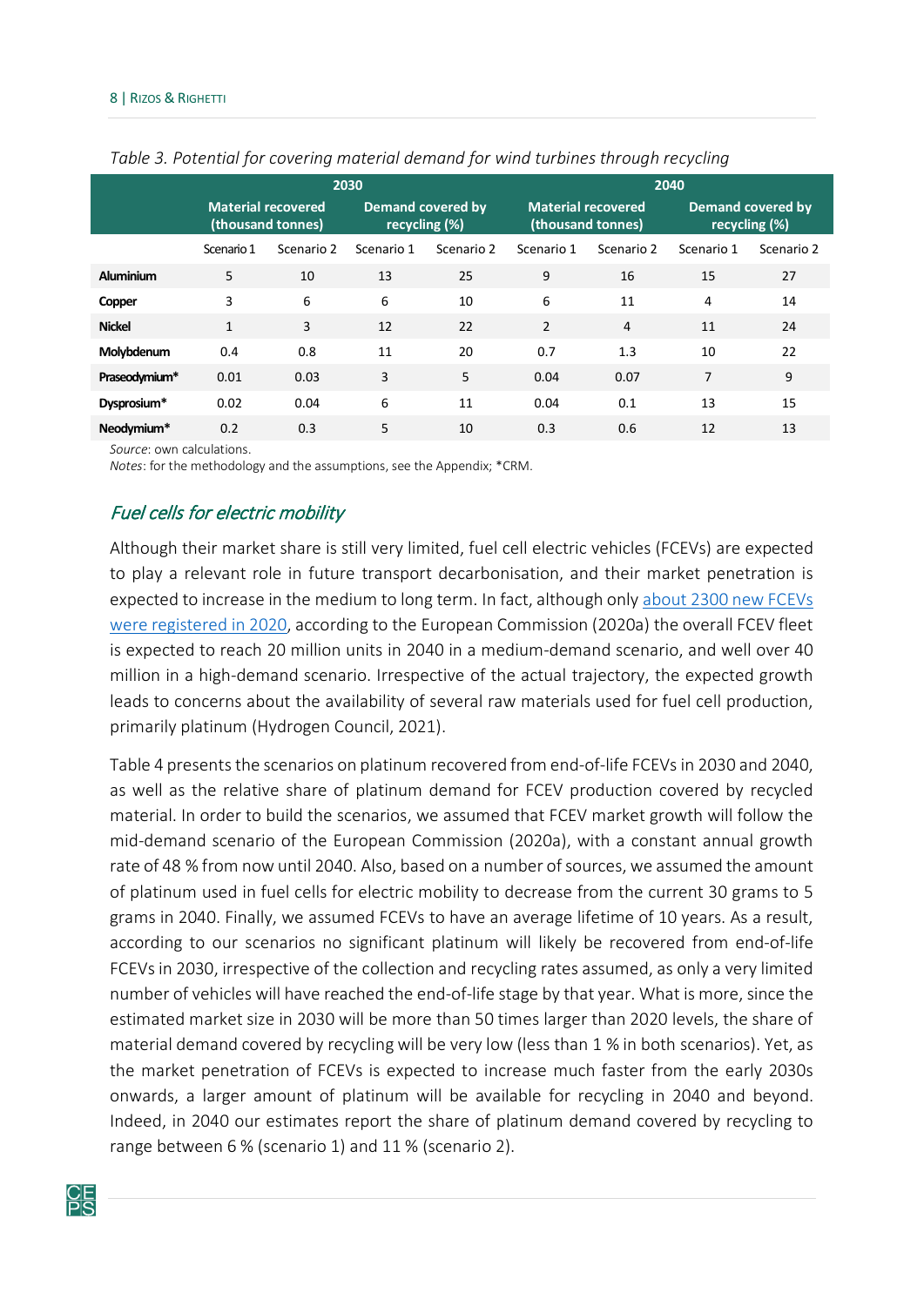*Table 3. Potential for covering material demand for wind turbines through recycling*

| | 2030 | | | | 2040 | | | |
|---|---|---|---|---|---|---|---|---|
| | Material recovered (thousand tonnes) | | Demand covered by recycling (%) | | Material recovered (thousand tonnes) | | Demand covered by recycling (%) | |
| | Scenario 1 | Scenario 2 | Scenario 1 | Scenario 2 | Scenario 1 | Scenario 2 | Scenario 1 | Scenario 2 |
| **Aluminium** | 5 | 10 | 13 | 25 | 9 | 16 | 15 | 27 |
| **Copper** | 3 | 6 | 6 | 10 | 6 | 11 | 4 | 14 |
| **Nickel** | 1 | 3 | 12 | 22 | 2 | 4 | 11 | 24 |
| **Molybdenum** | 0.4 | 0.8 | 11 | 20 | 0.7 | 1.3 | 10 | 22 |
| **Praseodymium*** | 0.01 | 0.03 | 3 | 5 | 0.04 | 0.07 | 7 | 9 |
| **Dysprosium*** | 0.02 | 0.04 | 6 | 11 | 0.04 | 0.1 | 13 | 15 |
| **Neodymium*** | 0.2 | 0.3 | 5 | 10 | 0.3 | 0.6 | 12 | 13 |

*Source*: own calculations.
*Notes*: for the methodology and the assumptions, see the Appendix; *CRM.

## *Fuel cells for electric mobility*

Although their market share is still very limited, fuel cell electric vehicles (FCEVs) are expected to play a relevant role in future transport decarbonisation, and their market penetration is expected to increase in the medium to long term. In fact, although only about 2300 new FCEVs were registered in 2020, according to the European Commission (2020a) the overall FCEV fleet is expected to reach 20 million units in 2040 in a medium-demand scenario, and well over 40 million in a high-demand scenario. Irrespective of the actual trajectory, the expected growth leads to concerns about the availability of several raw materials used for fuel cell production, primarily platinum (Hydrogen Council, 2021).

Table 4 presents the scenarios on platinum recovered from end-of-life FCEVs in 2030 and 2040, as well as the relative share of platinum demand for FCEV production covered by recycled material. In order to build the scenarios, we assumed that FCEV market growth will follow the mid-demand scenario of the European Commission (2020a), with a constant annual growth rate of 48 % from now until 2040. Also, based on a number of sources, we assumed the amount of platinum used in fuel cells for electric mobility to decrease from the current 30 grams to 5 grams in 2040. Finally, we assumed FCEVs to have an average lifetime of 10 years. As a result, according to our scenarios no significant platinum will likely be recovered from end-of-life FCEVs in 2030, irrespective of the collection and recycling rates assumed, as only a very limited number of vehicles will have reached the end-of-life stage by that year. What is more, since the estimated market size in 2030 will be more than 50 times larger than 2020 levels, the share of material demand covered by recycling will be very low (less than 1 % in both scenarios). Yet, as the market penetration of FCEVs is expected to increase much faster from the early 2030s onwards, a larger amount of platinum will be available for recycling in 2040 and beyond. Indeed, in 2040 our estimates report the share of platinum demand covered by recycling to range between 6 % (scenario 1) and 11 % (scenario 2).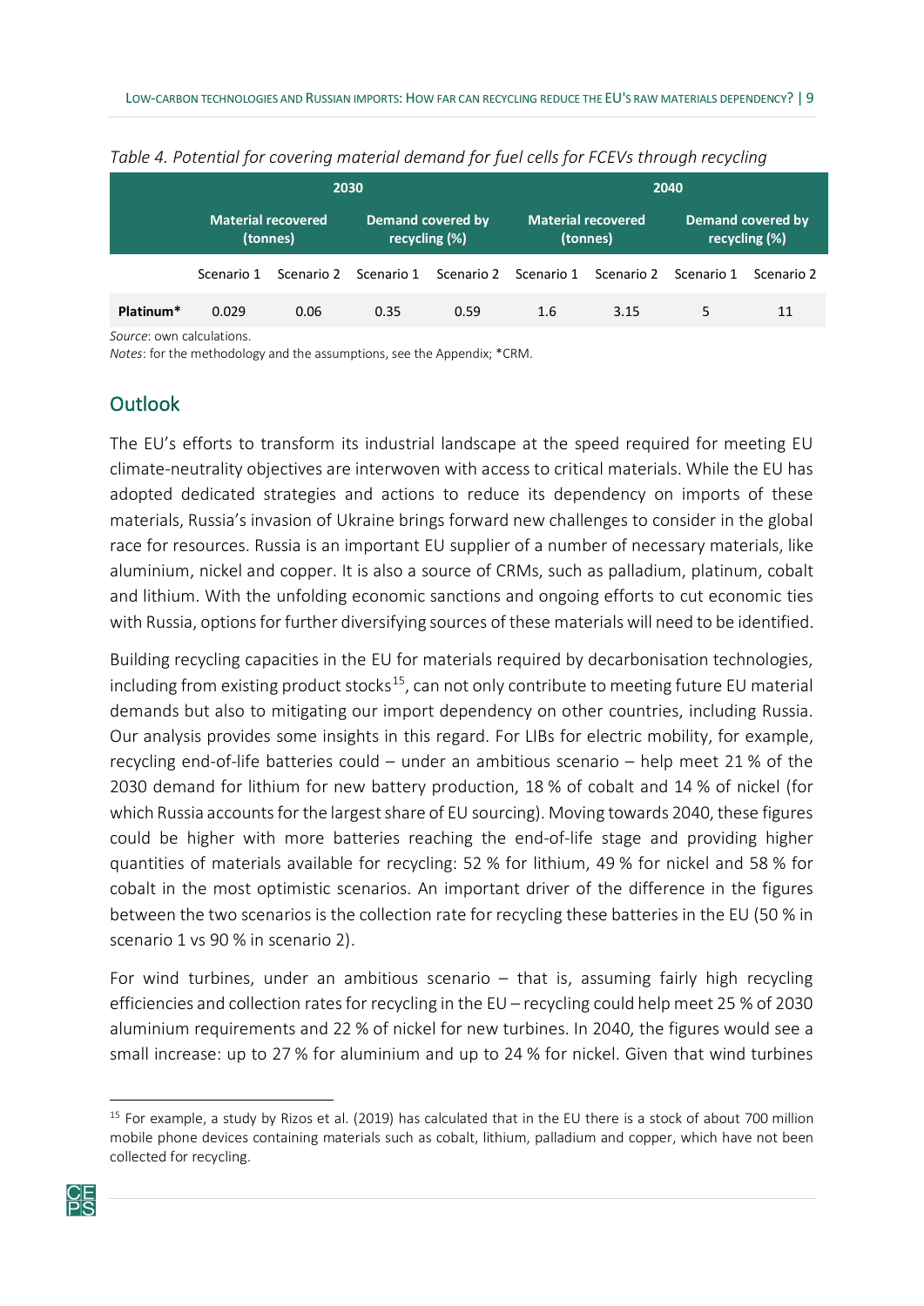*Table 4. Potential for covering material demand for fuel cells for FCEVs through recycling*

| | 2030 | | | | 2040 | | | |
|---|---|---|---|---|---|---|---|---|
| | Material recovered (tonnes) | | Demand covered by recycling (%) | | Material recovered (tonnes) | | Demand covered by recycling (%) | |
| | Scenario 1 | Scenario 2 | Scenario 1 | Scenario 2 | Scenario 1 | Scenario 2 | Scenario 1 | Scenario 2 |
| **Platinum*** | 0.029 | 0.06 | 0.35 | 0.59 | 1.6 | 3.15 | 5 | 11 |

*Source*: own calculations.
*Notes*: for the methodology and the assumptions, see the Appendix; *CRM.

## Outlook

The EU's efforts to transform its industrial landscape at the speed required for meeting EU climate-neutrality objectives are interwoven with access to critical materials. While the EU has adopted dedicated strategies and actions to reduce its dependency on imports of these materials, Russia's invasion of Ukraine brings forward new challenges to consider in the global race for resources. Russia is an important EU supplier of a number of necessary materials, like aluminium, nickel and copper. It is also a source of CRMs, such as palladium, platinum, cobalt and lithium. With the unfolding economic sanctions and ongoing efforts to cut economic ties with Russia, options for further diversifying sources of these materials will need to be identified.

Building recycling capacities in the EU for materials required by decarbonisation technologies, including from existing product stocks[15], can not only contribute to meeting future EU material demands but also to mitigating our import dependency on other countries, including Russia. Our analysis provides some insights in this regard. For LIBs for electric mobility, for example, recycling end-of-life batteries could – under an ambitious scenario – help meet 21 % of the 2030 demand for lithium for new battery production, 18 % of cobalt and 14 % of nickel (for which Russia accounts for the largest share of EU sourcing). Moving towards 2040, these figures could be higher with more batteries reaching the end-of-life stage and providing higher quantities of materials available for recycling: 52 % for lithium, 49 % for nickel and 58 % for cobalt in the most optimistic scenarios. An important driver of the difference in the figures between the two scenarios is the collection rate for recycling these batteries in the EU (50 % in scenario 1 vs 90 % in scenario 2).

For wind turbines, under an ambitious scenario – that is, assuming fairly high recycling efficiencies and collection rates for recycling in the EU – recycling could help meet 25 % of 2030 aluminium requirements and 22 % of nickel for new turbines. In 2040, the figures would see a small increase: up to 27 % for aluminium and up to 24 % for nickel. Given that wind turbines

[15] For example, a study by Rizos et al. (2019) has calculated that in the EU there is a stock of about 700 million mobile phone devices containing materials such as cobalt, lithium, palladium and copper, which have not been collected for recycling.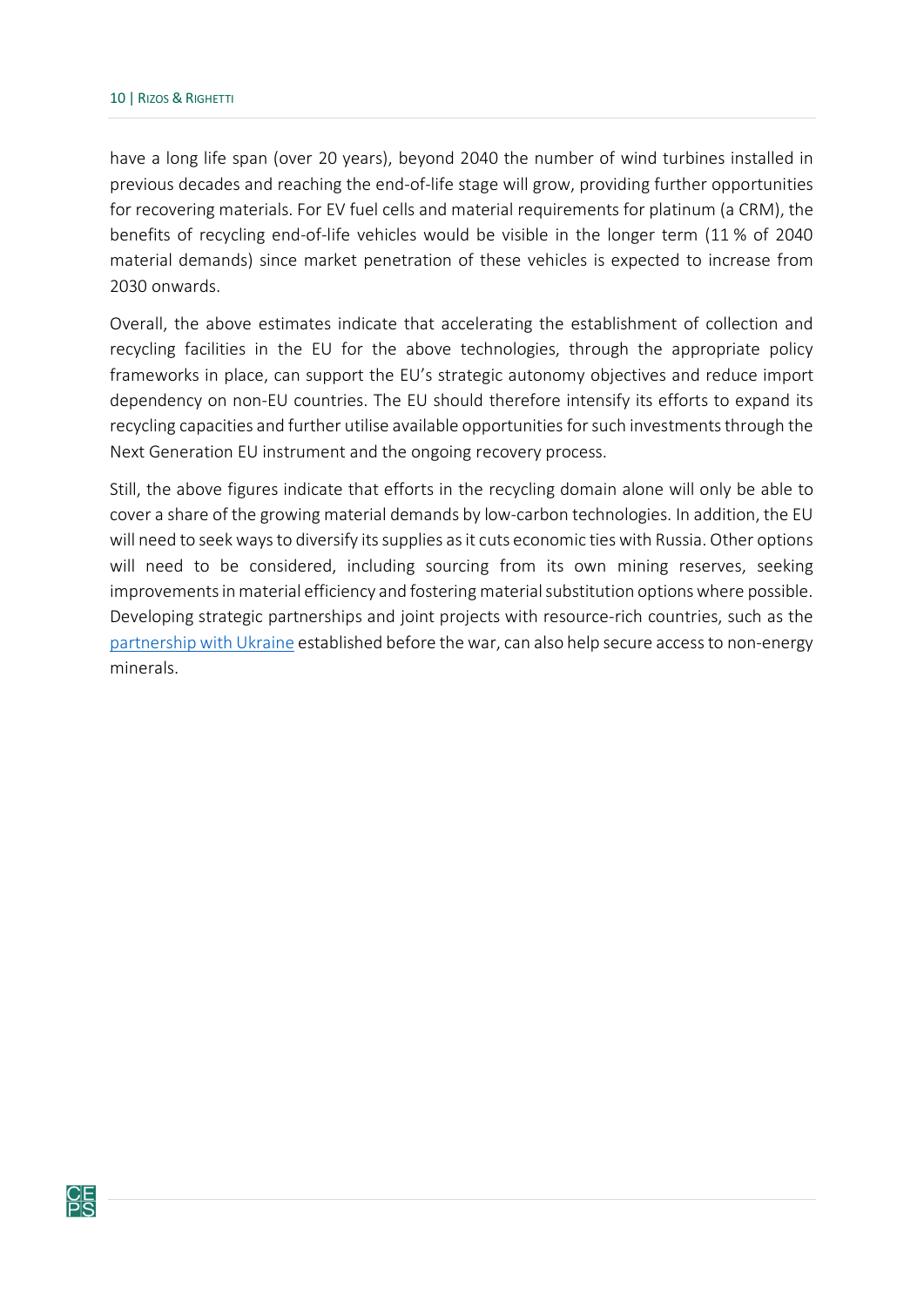have a long life span (over 20 years), beyond 2040 the number of wind turbines installed in previous decades and reaching the end-of-life stage will grow, providing further opportunities for recovering materials. For EV fuel cells and material requirements for platinum (a CRM), the benefits of recycling end-of-life vehicles would be visible in the longer term (11 % of 2040 material demands) since market penetration of these vehicles is expected to increase from 2030 onwards.

Overall, the above estimates indicate that accelerating the establishment of collection and recycling facilities in the EU for the above technologies, through the appropriate policy frameworks in place, can support the EU's strategic autonomy objectives and reduce import dependency on non-EU countries. The EU should therefore intensify its efforts to expand its recycling capacities and further utilise available opportunities for such investments through the Next Generation EU instrument and the ongoing recovery process.

Still, the above figures indicate that efforts in the recycling domain alone will only be able to cover a share of the growing material demands by low-carbon technologies. In addition, the EU will need to seek ways to diversify its supplies as it cuts economic ties with Russia. Other options will need to be considered, including sourcing from its own mining reserves, seeking improvements in material efficiency and fostering material substitution options where possible. Developing strategic partnerships and joint projects with resource-rich countries, such as the partnership with Ukraine established before the war, can also help secure access to non-energy minerals.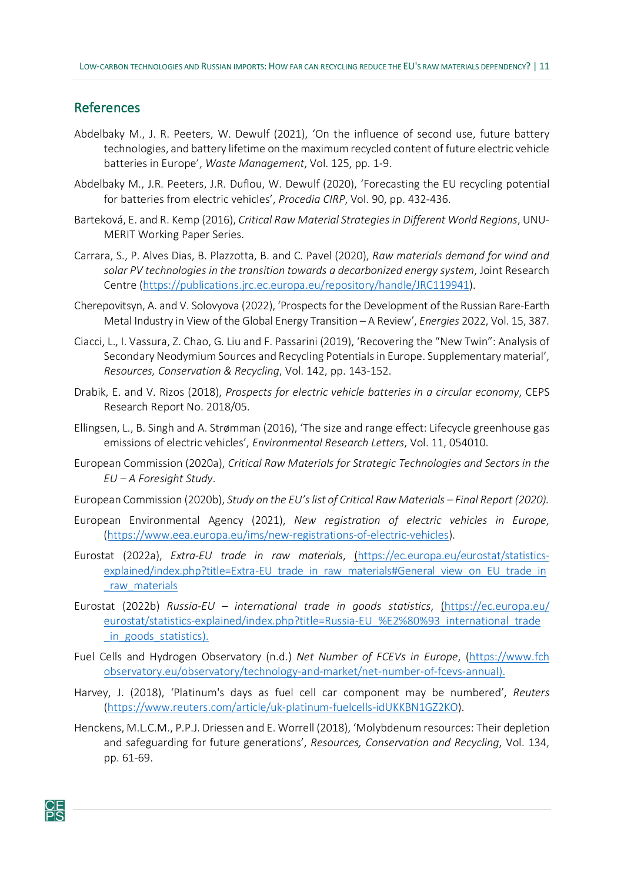## References

Abdelbaky M., J. R. Peeters, W. Dewulf (2021), 'On the influence of second use, future battery technologies, and battery lifetime on the maximum recycled content of future electric vehicle batteries in Europe', *Waste Management*, Vol. 125, pp. 1-9.

Abdelbaky M., J.R. Peeters, J.R. Duflou, W. Dewulf (2020), 'Forecasting the EU recycling potential for batteries from electric vehicles', *Procedia CIRP*, Vol. 90, pp. 432-436.

Barteková, E. and R. Kemp (2016), *Critical Raw Material Strategies in Different World Regions*, UNU-MERIT Working Paper Series.

Carrara, S., P. Alves Dias, B. Plazzotta, B. and C. Pavel (2020), *Raw materials demand for wind and solar PV technologies in the transition towards a decarbonized energy system*, Joint Research Centre (https://publications.jrc.ec.europa.eu/repository/handle/JRC119941).

Cherepovitsyn, A. and V. Solovyova (2022), 'Prospects for the Development of the Russian Rare-Earth Metal Industry in View of the Global Energy Transition – A Review', *Energies* 2022, Vol. 15, 387.

Ciacci, L., I. Vassura, Z. Chao, G. Liu and F. Passarini (2019), 'Recovering the "New Twin": Analysis of Secondary Neodymium Sources and Recycling Potentials in Europe. Supplementary material', *Resources, Conservation & Recycling*, Vol. 142, pp. 143-152.

Drabik, E. and V. Rizos (2018), *Prospects for electric vehicle batteries in a circular economy*, CEPS Research Report No. 2018/05.

Ellingsen, L., B. Singh and A. Strømman (2016), 'The size and range effect: Lifecycle greenhouse gas emissions of electric vehicles', *Environmental Research Letters*, Vol. 11, 054010.

European Commission (2020a), *Critical Raw Materials for Strategic Technologies and Sectors in the EU – A Foresight Study*.

European Commission (2020b), *Study on the EU's list of Critical Raw Materials – Final Report (2020).*

European Environmental Agency (2021), *New registration of electric vehicles in Europe*, (https://www.eea.europa.eu/ims/new-registrations-of-electric-vehicles).

Eurostat (2022a), *Extra-EU trade in raw materials*, (https://ec.europa.eu/eurostat/statistics-explained/index.php?title=Extra-EU_trade_in_raw_materials#General_view_on_EU_trade_in_raw_materials

Eurostat (2022b) *Russia-EU – international trade in goods statistics*, (https://ec.europa.eu/eurostat/statistics-explained/index.php?title=Russia-EU_%E2%80%93_international_trade_in_goods_statistics).

Fuel Cells and Hydrogen Observatory (n.d.) *Net Number of FCEVs in Europe*, (https://www.fchobservatory.eu/observatory/technology-and-market/net-number-of-fcevs-annual).

Harvey, J. (2018), 'Platinum's days as fuel cell car component may be numbered', *Reuters* (https://www.reuters.com/article/uk-platinum-fuelcells-idUKKBN1GZ2KO).

Henckens, M.L.C.M., P.P.J. Driessen and E. Worrell (2018), 'Molybdenum resources: Their depletion and safeguarding for future generations', *Resources, Conservation and Recycling*, Vol. 134, pp. 61-69.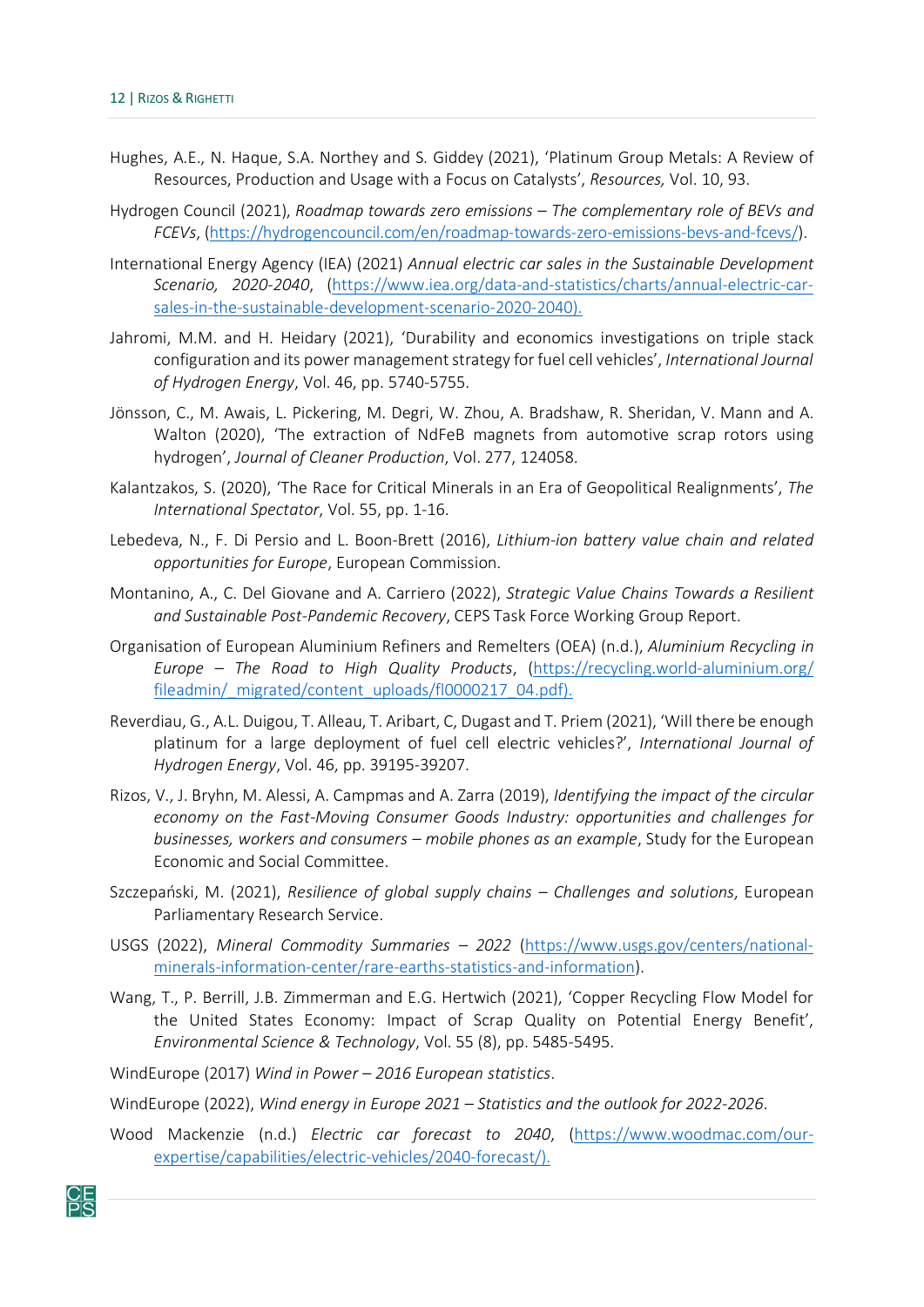Hughes, A.E., N. Haque, S.A. Northey and S. Giddey (2021), 'Platinum Group Metals: A Review of Resources, Production and Usage with a Focus on Catalysts', *Resources,* Vol. 10, 93.

Hydrogen Council (2021), *Roadmap towards zero emissions – The complementary role of BEVs and FCEVs*, (https://hydrogencouncil.com/en/roadmap-towards-zero-emissions-bevs-and-fcevs/).

International Energy Agency (IEA) (2021) *Annual electric car sales in the Sustainable Development Scenario, 2020-2040*, (https://www.iea.org/data-and-statistics/charts/annual-electric-car-sales-in-the-sustainable-development-scenario-2020-2040).

Jahromi, M.M. and H. Heidary (2021), 'Durability and economics investigations on triple stack configuration and its power management strategy for fuel cell vehicles', *International Journal of Hydrogen Energy*, Vol. 46, pp. 5740-5755.

Jönsson, C., M. Awais, L. Pickering, M. Degri, W. Zhou, A. Bradshaw, R. Sheridan, V. Mann and A. Walton (2020), 'The extraction of NdFeB magnets from automotive scrap rotors using hydrogen', *Journal of Cleaner Production*, Vol. 277, 124058.

Kalantzakos, S. (2020), 'The Race for Critical Minerals in an Era of Geopolitical Realignments', *The International Spectator*, Vol. 55, pp. 1-16.

Lebedeva, N., F. Di Persio and L. Boon-Brett (2016), *Lithium-ion battery value chain and related opportunities for Europe*, European Commission.

Montanino, A., C. Del Giovane and A. Carriero (2022), *Strategic Value Chains Towards a Resilient and Sustainable Post-Pandemic Recovery*, CEPS Task Force Working Group Report.

Organisation of European Aluminium Refiners and Remelters (OEA) (n.d.), *Aluminium Recycling in Europe – The Road to High Quality Products*, (https://recycling.world-aluminium.org/fileadmin/_migrated/content_uploads/fl0000217_04.pdf).

Reverdiau, G., A.L. Duigou, T. Alleau, T. Aribart, C, Dugast and T. Priem (2021), 'Will there be enough platinum for a large deployment of fuel cell electric vehicles?', *International Journal of Hydrogen Energy*, Vol. 46, pp. 39195-39207.

Rizos, V., J. Bryhn, M. Alessi, A. Campmas and A. Zarra (2019), *Identifying the impact of the circular economy on the Fast-Moving Consumer Goods Industry: opportunities and challenges for businesses, workers and consumers – mobile phones as an example*, Study for the European Economic and Social Committee.

Szczepański, M. (2021), *Resilience of global supply chains – Challenges and solutions*, European Parliamentary Research Service.

USGS (2022), *Mineral Commodity Summaries – 2022* (https://www.usgs.gov/centers/national-minerals-information-center/rare-earths-statistics-and-information).

Wang, T., P. Berrill, J.B. Zimmerman and E.G. Hertwich (2021), 'Copper Recycling Flow Model for the United States Economy: Impact of Scrap Quality on Potential Energy Benefit', *Environmental Science & Technology*, Vol. 55 (8), pp. 5485-5495.

WindEurope (2017) *Wind in Power – 2016 European statistics*.

WindEurope (2022), *Wind energy in Europe 2021 – Statistics and the outlook for 2022-2026*.

Wood Mackenzie (n.d.) *Electric car forecast to 2040*, (https://www.woodmac.com/our-expertise/capabilities/electric-vehicles/2040-forecast/).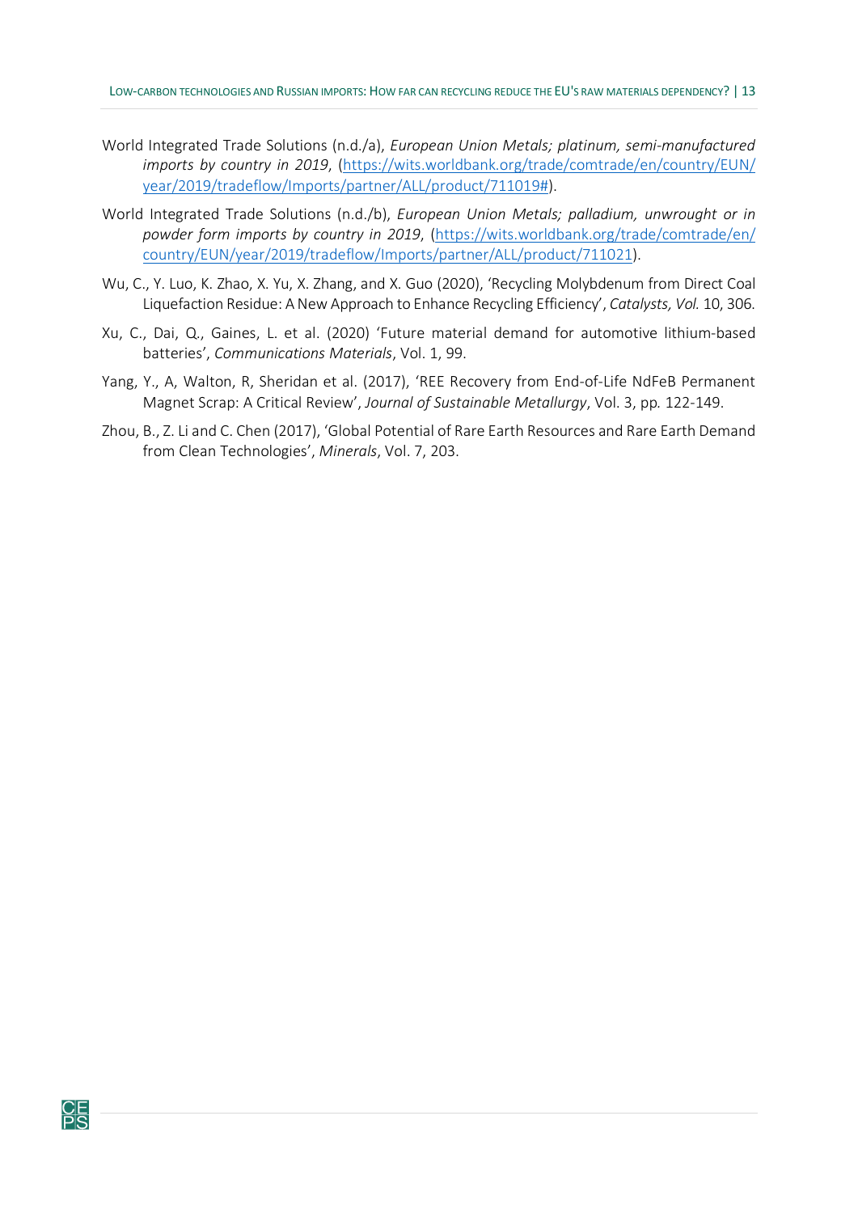World Integrated Trade Solutions (n.d./a), *European Union Metals; platinum, semi-manufactured imports by country in 2019*, (https://wits.worldbank.org/trade/comtrade/en/country/EUN/year/2019/tradeflow/Imports/partner/ALL/product/711019#).

World Integrated Trade Solutions (n.d./b), *European Union Metals; palladium, unwrought or in powder form imports by country in 2019*, (https://wits.worldbank.org/trade/comtrade/en/country/EUN/year/2019/tradeflow/Imports/partner/ALL/product/711021).

Wu, C., Y. Luo, K. Zhao, X. Yu, X. Zhang, and X. Guo (2020), 'Recycling Molybdenum from Direct Coal Liquefaction Residue: A New Approach to Enhance Recycling Efficiency', *Catalysts, Vol.* 10, 306.

Xu, C., Dai, Q., Gaines, L. et al. (2020) 'Future material demand for automotive lithium-based batteries', *Communications Materials*, Vol. 1, 99.

Yang, Y., A, Walton, R, Sheridan et al. (2017), 'REE Recovery from End-of-Life NdFeB Permanent Magnet Scrap: A Critical Review', *Journal of Sustainable Metallurgy*, Vol. 3, pp. 122-149.

Zhou, B., Z. Li and C. Chen (2017), 'Global Potential of Rare Earth Resources and Rare Earth Demand from Clean Technologies', *Minerals*, Vol. 7, 203.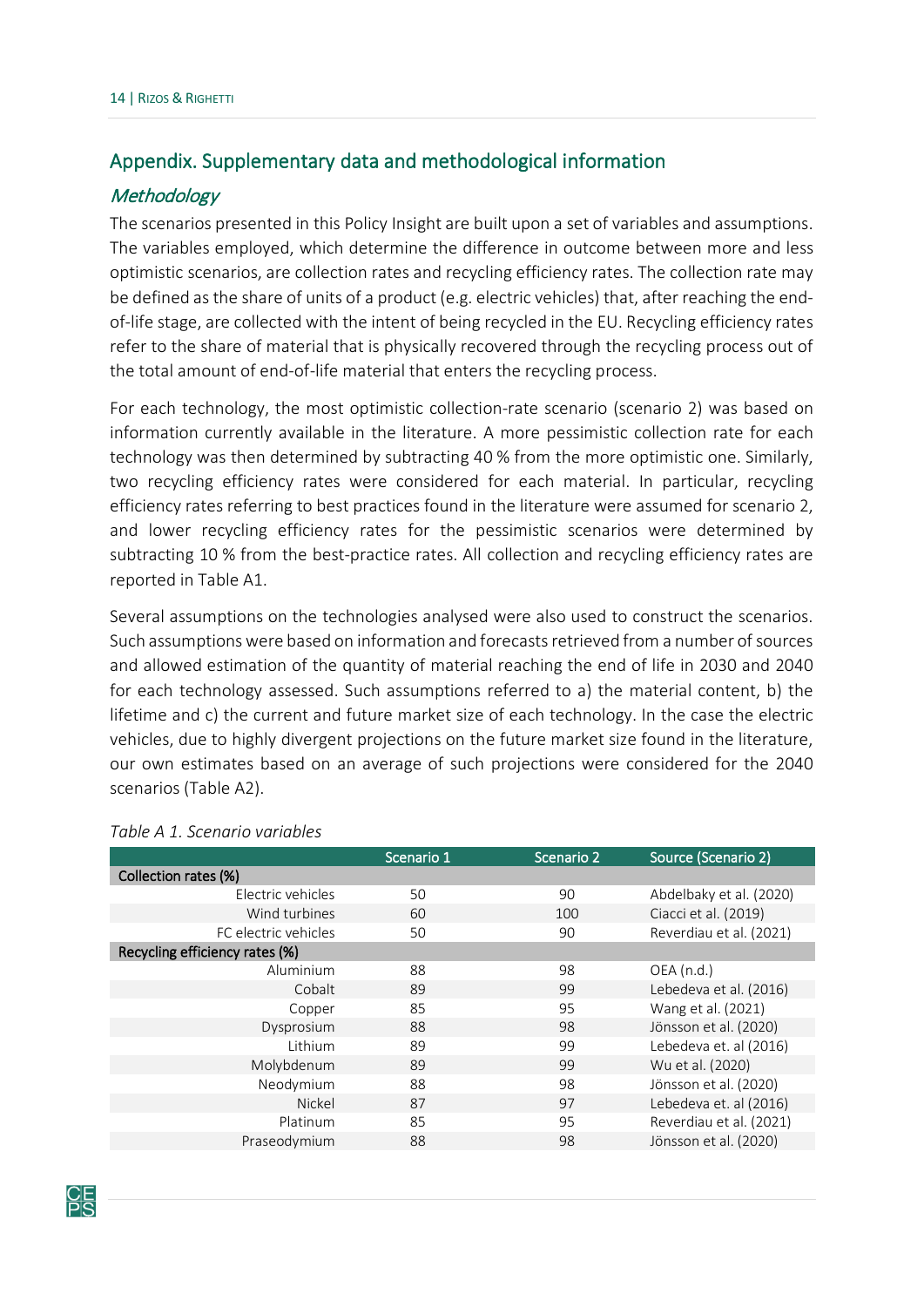## Appendix. Supplementary data and methodological information

### *Methodology*

The scenarios presented in this Policy Insight are built upon a set of variables and assumptions. The variables employed, which determine the difference in outcome between more and less optimistic scenarios, are collection rates and recycling efficiency rates. The collection rate may be defined as the share of units of a product (e.g. electric vehicles) that, after reaching the end-of-life stage, are collected with the intent of being recycled in the EU. Recycling efficiency rates refer to the share of material that is physically recovered through the recycling process out of the total amount of end-of-life material that enters the recycling process.

For each technology, the most optimistic collection-rate scenario (scenario 2) was based on information currently available in the literature. A more pessimistic collection rate for each technology was then determined by subtracting 40 % from the more optimistic one. Similarly, two recycling efficiency rates were considered for each material. In particular, recycling efficiency rates referring to best practices found in the literature were assumed for scenario 2, and lower recycling efficiency rates for the pessimistic scenarios were determined by subtracting 10 % from the best-practice rates. All collection and recycling efficiency rates are reported in Table A1.

Several assumptions on the technologies analysed were also used to construct the scenarios. Such assumptions were based on information and forecasts retrieved from a number of sources and allowed estimation of the quantity of material reaching the end of life in 2030 and 2040 for each technology assessed. Such assumptions referred to a) the material content, b) the lifetime and c) the current and future market size of each technology. In the case the electric vehicles, due to highly divergent projections on the future market size found in the literature, our own estimates based on an average of such projections were considered for the 2040 scenarios (Table A2).

*Table A 1. Scenario variables*

| | Scenario 1 | Scenario 2 | Source (Scenario 2) |
|---|---|---|---|
| **Collection rates (%)** | | | |
| Electric vehicles | 50 | 90 | Abdelbaky et al. (2020) |
| Wind turbines | 60 | 100 | Ciacci et al. (2019) |
| FC electric vehicles | 50 | 90 | Reverdiau et al. (2021) |
| **Recycling efficiency rates (%)** | | | |
| Aluminium | 88 | 98 | OEA (n.d.) |
| Cobalt | 89 | 99 | Lebedeva et al. (2016) |
| Copper | 85 | 95 | Wang et al. (2021) |
| Dysprosium | 88 | 98 | Jönsson et al. (2020) |
| Lithium | 89 | 99 | Lebedeva et. al (2016) |
| Molybdenum | 89 | 99 | Wu et al. (2020) |
| Neodymium | 88 | 98 | Jönsson et al. (2020) |
| Nickel | 87 | 97 | Lebedeva et. al (2016) |
| Platinum | 85 | 95 | Reverdiau et al. (2021) |
| Praseodymium | 88 | 98 | Jönsson et al. (2020) |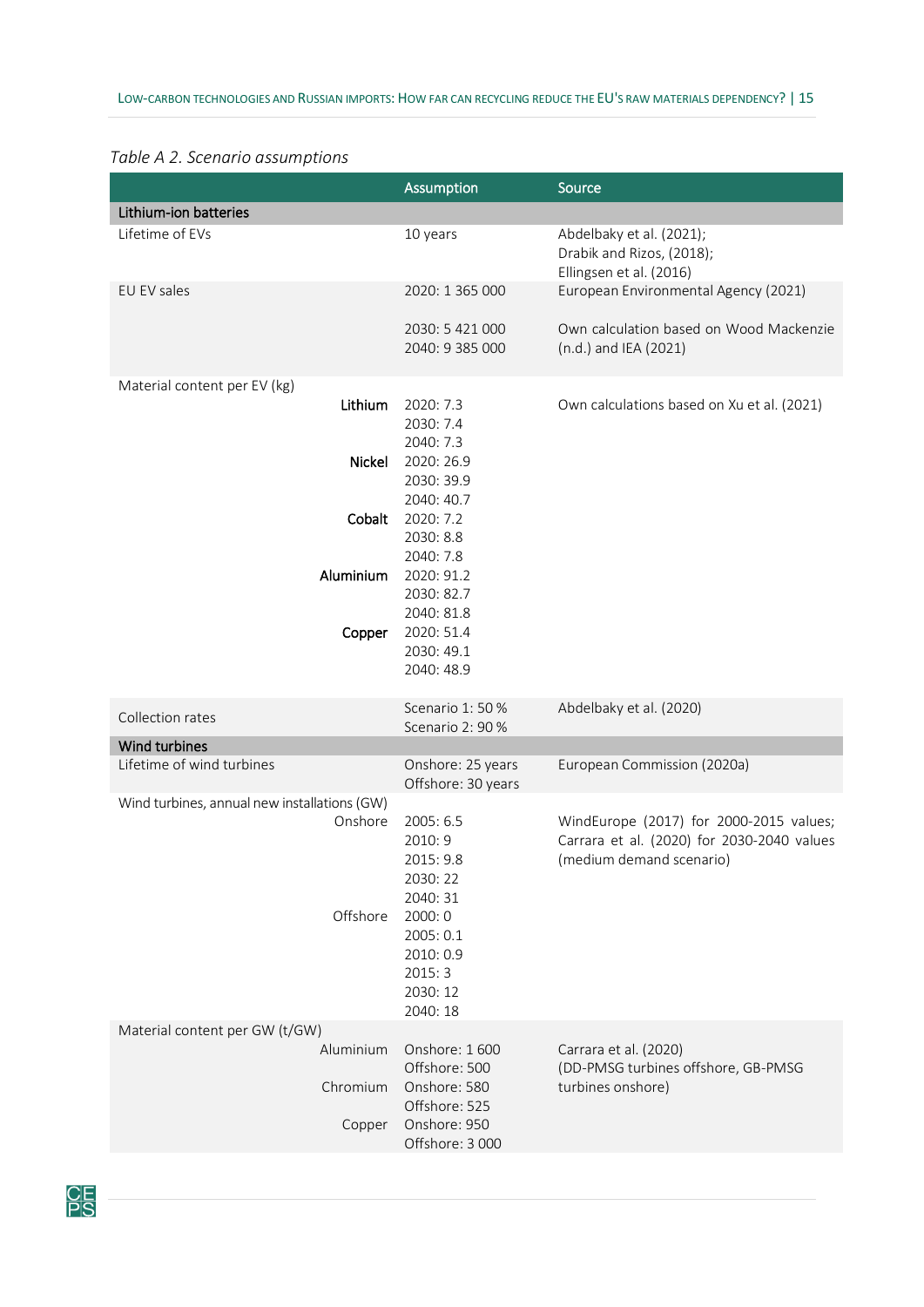*Table A 2. Scenario assumptions*

| | Assumption | Source |
|---|---|---|
| **Lithium-ion batteries** | | |
| Lifetime of EVs | 10 years | Abdelbaky et al. (2021); Drabik and Rizos, (2018); Ellingsen et al. (2016) |
| EU EV sales | 2020: 1 365 000 | European Environmental Agency (2021) |
| | 2030: 5 421 000<br>2040: 9 385 000 | Own calculation based on Wood Mackenzie (n.d.) and IEA (2021) |
| Material content per EV (kg) | | |
| **Lithium** | 2020: 7.3<br>2030: 7.4<br>2040: 7.3 | Own calculations based on Xu et al. (2021) |
| **Nickel** | 2020: 26.9<br>2030: 39.9<br>2040: 40.7 | |
| **Cobalt** | 2020: 7.2<br>2030: 8.8<br>2040: 7.8 | |
| **Aluminium** | 2020: 91.2<br>2030: 82.7<br>2040: 81.8 | |
| **Copper** | 2020: 51.4<br>2030: 49.1<br>2040: 48.9 | |
| Collection rates | Scenario 1: 50 %<br>Scenario 2: 90 % | Abdelbaky et al. (2020) |
| **Wind turbines** | | |
| Lifetime of wind turbines | Onshore: 25 years<br>Offshore: 30 years | European Commission (2020a) |
| Wind turbines, annual new installations (GW) | | |
| Onshore | 2005: 6.5<br>2010: 9<br>2015: 9.8<br>2030: 22<br>2040: 31 | WindEurope (2017) for 2000-2015 values; Carrara et al. (2020) for 2030-2040 values (medium demand scenario) |
| Offshore | 2000: 0<br>2005: 0.1<br>2010: 0.9<br>2015: 3<br>2030: 12<br>2040: 18 | |
| Material content per GW (t/GW) | | |
| Aluminium | Onshore: 1 600<br>Offshore: 500 | Carrara et al. (2020) (DD-PMSG turbines offshore, GB-PMSG turbines onshore) |
| Chromium | Onshore: 580<br>Offshore: 525 | |
| Copper | Onshore: 950<br>Offshore: 3 000 | |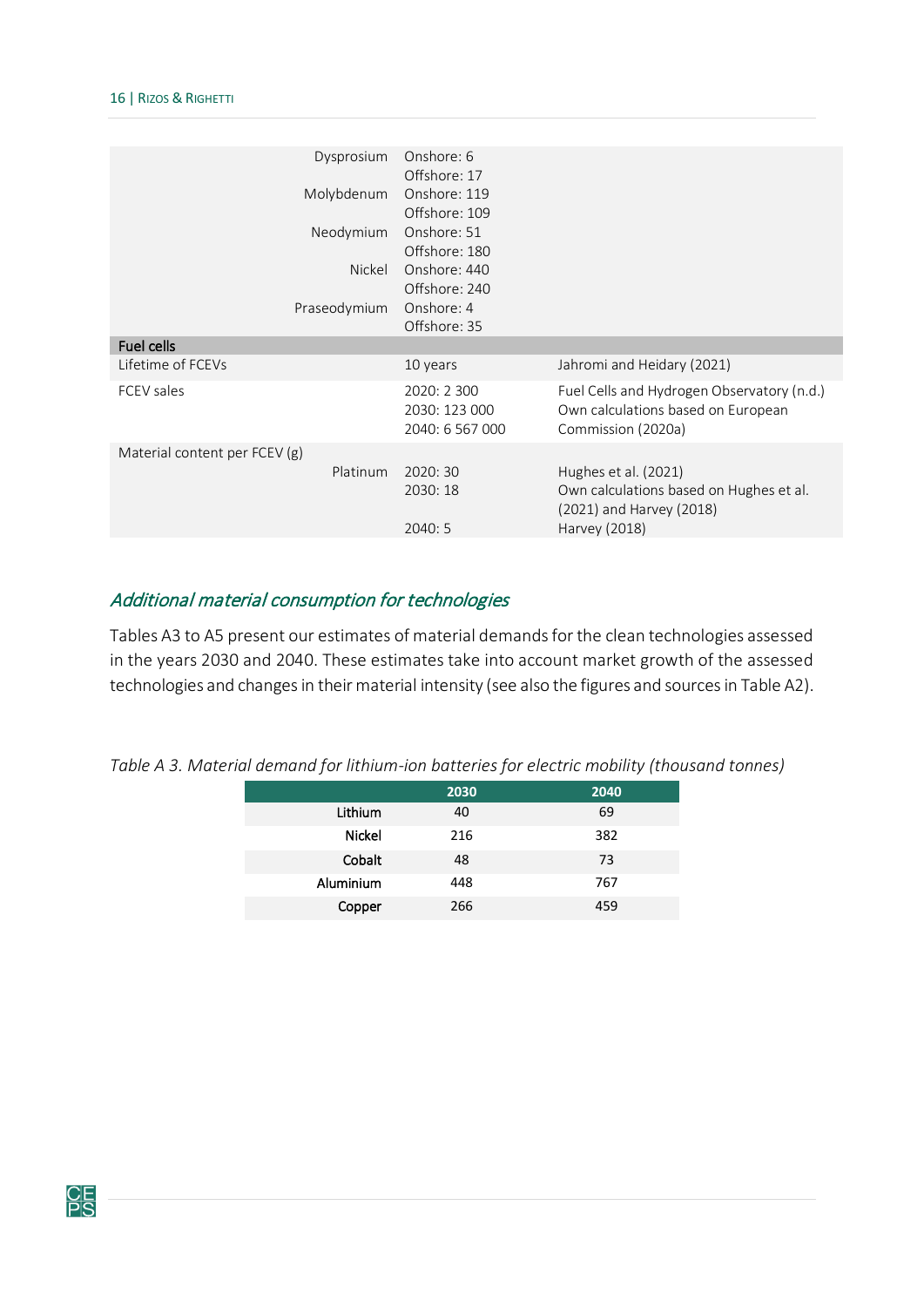| | | |
|---|---|---|
| Dysprosium | Onshore: 6<br>Offshore: 17 | |
| Molybdenum | Onshore: 119<br>Offshore: 109 | |
| Neodymium | Onshore: 51<br>Offshore: 180 | |
| Nickel | Onshore: 440<br>Offshore: 240 | |
| Praseodymium | Onshore: 4<br>Offshore: 35 | |
| **Fuel cells** | | |
| Lifetime of FCEVs | 10 years | Jahromi and Heidary (2021) |
| FCEV sales | 2020: 2 300<br>2030: 123 000<br>2040: 6 567 000 | Fuel Cells and Hydrogen Observatory (n.d.)<br>Own calculations based on European Commission (2020a) |
| Material content per FCEV (g) | | |
| Platinum | 2020: 30<br>2030: 18<br><br>2040: 5 | Hughes et al. (2021)<br>Own calculations based on Hughes et al. (2021) and Harvey (2018)<br>Harvey (2018) |

## *Additional material consumption for technologies*

Tables A3 to A5 present our estimates of material demands for the clean technologies assessed in the years 2030 and 2040. These estimates take into account market growth of the assessed technologies and changes in their material intensity (see also the figures and sources in Table A2).

*Table A 3. Material demand for lithium-ion batteries for electric mobility (thousand tonnes)*

| | 2030 | 2040 |
|---|---|---|
| Lithium | 40 | 69 |
| Nickel | 216 | 382 |
| Cobalt | 48 | 73 |
| Aluminium | 448 | 767 |
| Copper | 266 | 459 |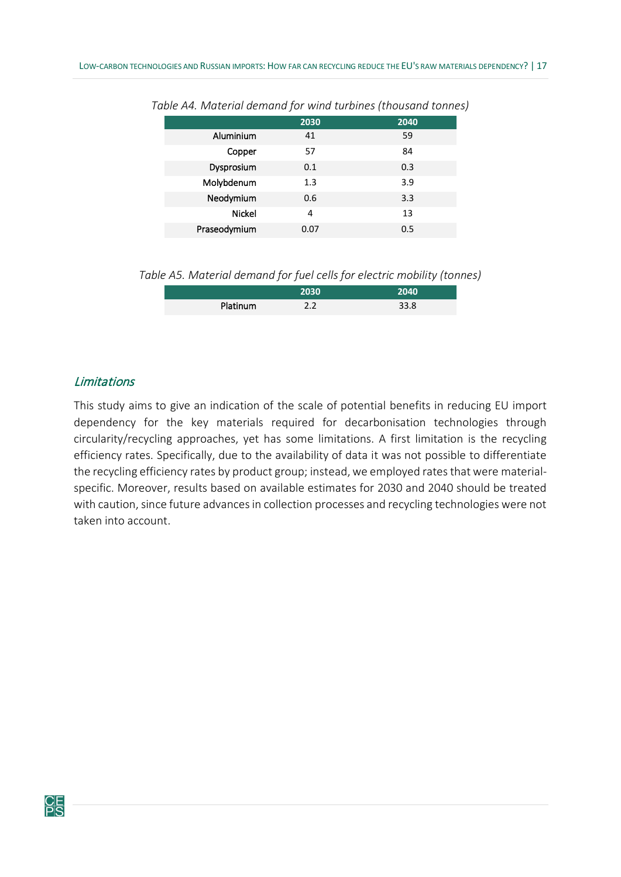*Table A4. Material demand for wind turbines (thousand tonnes)*

| | 2030 | 2040 |
|---|---|---|
| Aluminium | 41 | 59 |
| Copper | 57 | 84 |
| Dysprosium | 0.1 | 0.3 |
| Molybdenum | 1.3 | 3.9 |
| Neodymium | 0.6 | 3.3 |
| Nickel | 4 | 13 |
| Praseodymium | 0.07 | 0.5 |

*Table A5. Material demand for fuel cells for electric mobility (tonnes)*

| | 2030 | 2040 |
|---|---|---|
| Platinum | 2.2 | 33.8 |

### *Limitations*

This study aims to give an indication of the scale of potential benefits in reducing EU import dependency for the key materials required for decarbonisation technologies through circularity/recycling approaches, yet has some limitations. A first limitation is the recycling efficiency rates. Specifically, due to the availability of data it was not possible to differentiate the recycling efficiency rates by product group; instead, we employed rates that were material-specific. Moreover, results based on available estimates for 2030 and 2040 should be treated with caution, since future advances in collection processes and recycling technologies were not taken into account.